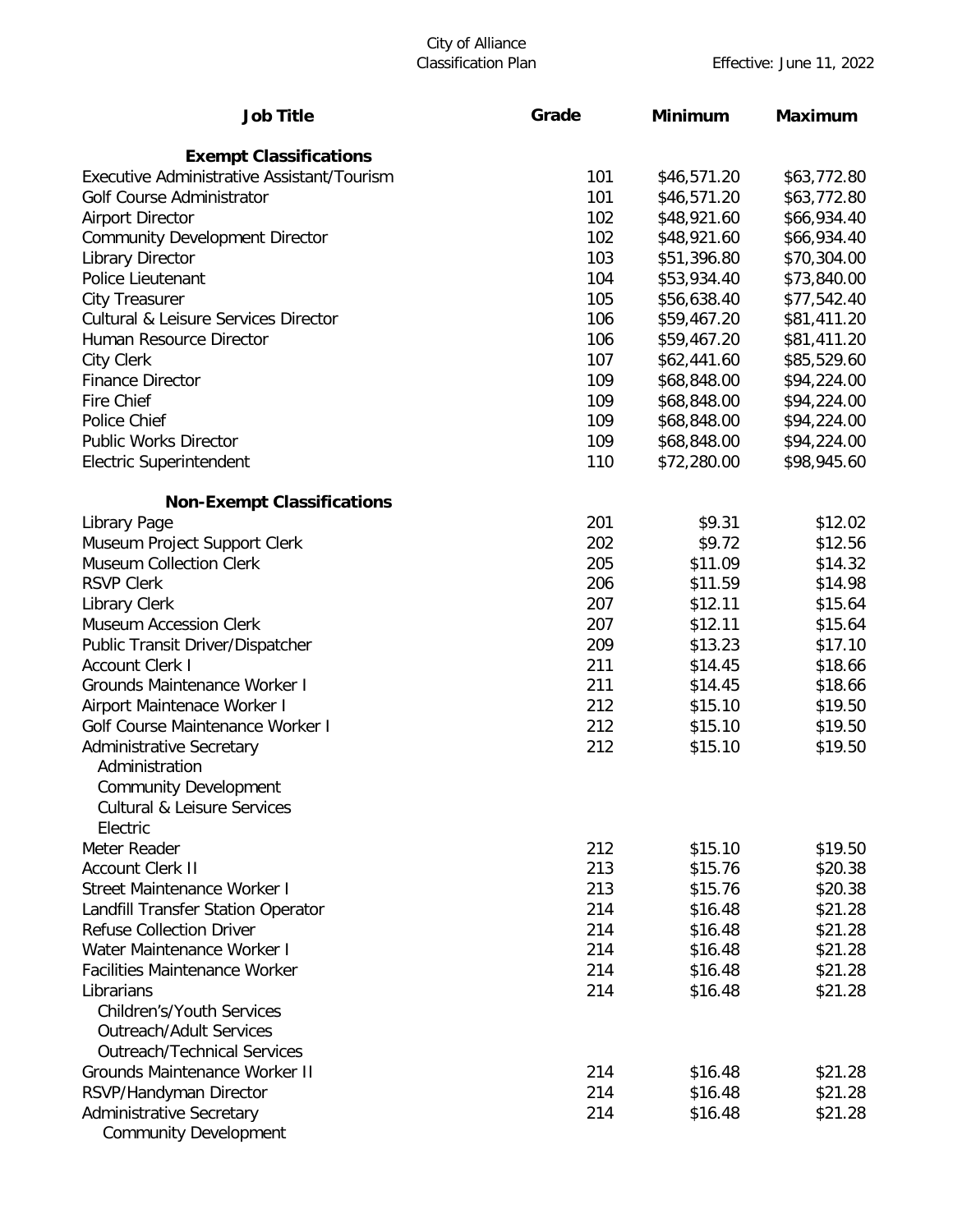City of Alliance
Classification Plan

Effective: June 11, 2022

| Job Title | Grade | Minimum | Maximum |
|---|---|---|---|
| **Exempt Classifications** | | | |
| Executive Administrative Assistant/Tourism | 101 | $46,571.20 | $63,772.80 |
| Golf Course Administrator | 101 | $46,571.20 | $63,772.80 |
| Airport Director | 102 | $48,921.60 | $66,934.40 |
| Community Development Director | 102 | $48,921.60 | $66,934.40 |
| Library Director | 103 | $51,396.80 | $70,304.00 |
| Police Lieutenant | 104 | $53,934.40 | $73,840.00 |
| City Treasurer | 105 | $56,638.40 | $77,542.40 |
| Cultural & Leisure Services Director | 106 | $59,467.20 | $81,411.20 |
| Human Resource Director | 106 | $59,467.20 | $81,411.20 |
| City Clerk | 107 | $62,441.60 | $85,529.60 |
| Finance Director | 109 | $68,848.00 | $94,224.00 |
| Fire Chief | 109 | $68,848.00 | $94,224.00 |
| Police Chief | 109 | $68,848.00 | $94,224.00 |
| Public Works Director | 109 | $68,848.00 | $94,224.00 |
| Electric Superintendent | 110 | $72,280.00 | $98,945.60 |
| **Non-Exempt Classifications** | | | |
| Library Page | 201 | $9.31 | $12.02 |
| Museum Project Support Clerk | 202 | $9.72 | $12.56 |
| Museum Collection Clerk | 205 | $11.09 | $14.32 |
| RSVP Clerk | 206 | $11.59 | $14.98 |
| Library Clerk | 207 | $12.11 | $15.64 |
| Museum Accession Clerk | 207 | $12.11 | $15.64 |
| Public Transit Driver/Dispatcher | 209 | $13.23 | $17.10 |
| Account Clerk I | 211 | $14.45 | $18.66 |
| Grounds Maintenance Worker I | 211 | $14.45 | $18.66 |
| Airport Maintenace Worker I | 212 | $15.10 | $19.50 |
| Golf Course Maintenance Worker I | 212 | $15.10 | $19.50 |
| Administrative Secretary | 212 | $15.10 | $19.50 |
| Administration | | | |
| Community Development | | | |
| Cultural & Leisure Services | | | |
| Electric | | | |
| Meter Reader | 212 | $15.10 | $19.50 |
| Account Clerk II | 213 | $15.76 | $20.38 |
| Street Maintenance Worker I | 213 | $15.76 | $20.38 |
| Landfill Transfer Station Operator | 214 | $16.48 | $21.28 |
| Refuse Collection Driver | 214 | $16.48 | $21.28 |
| Water Maintenance Worker I | 214 | $16.48 | $21.28 |
| Facilities Maintenance Worker | 214 | $16.48 | $21.28 |
| Librarians | 214 | $16.48 | $21.28 |
| Children's/Youth Services | | | |
| Outreach/Adult Services | | | |
| Outreach/Technical Services | | | |
| Grounds Maintenance Worker II | 214 | $16.48 | $21.28 |
| RSVP/Handyman Director | 214 | $16.48 | $21.28 |
| Administrative Secretary | 214 | $16.48 | $21.28 |
| Community Development | | | |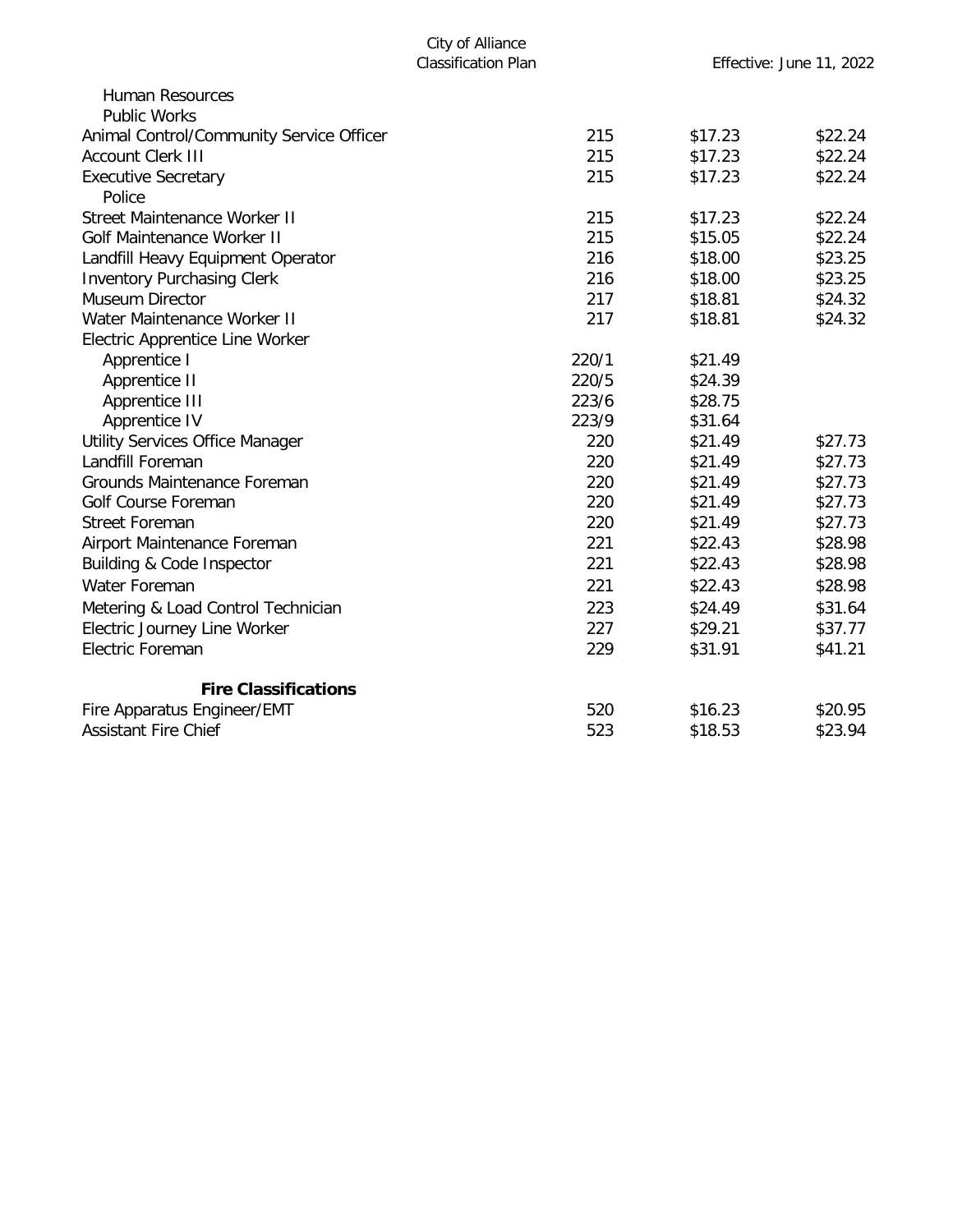| | | | |
|---|---|---|---|
| Human Resources | | | |
| Public Works | | | |
| Animal Control/Community Service Officer | 215 | $17.23 | $22.24 |
| Account Clerk III | 215 | $17.23 | $22.24 |
| Executive Secretary | 215 | $17.23 | $22.24 |
| Police | | | |
| Street Maintenance Worker II | 215 | $17.23 | $22.24 |
| Golf Maintenance Worker II | 215 | $15.05 | $22.24 |
| Landfill Heavy Equipment Operator | 216 | $18.00 | $23.25 |
| Inventory Purchasing Clerk | 216 | $18.00 | $23.25 |
| Museum Director | 217 | $18.81 | $24.32 |
| Water Maintenance Worker II | 217 | $18.81 | $24.32 |
| Electric Apprentice Line Worker | | | |
| Apprentice I | 220/1 | $21.49 | |
| Apprentice II | 220/5 | $24.39 | |
| Apprentice III | 223/6 | $28.75 | |
| Apprentice IV | 223/9 | $31.64 | |
| Utility Services Office Manager | 220 | $21.49 | $27.73 |
| Landfill Foreman | 220 | $21.49 | $27.73 |
| Grounds Maintenance Foreman | 220 | $21.49 | $27.73 |
| Golf Course Foreman | 220 | $21.49 | $27.73 |
| Street Foreman | 220 | $21.49 | $27.73 |
| Airport Maintenance Foreman | 221 | $22.43 | $28.98 |
| Building & Code Inspector | 221 | $22.43 | $28.98 |
| Water Foreman | 221 | $22.43 | $28.98 |
| Metering & Load Control Technician | 223 | $24.49 | $31.64 |
| Electric Journey Line Worker | 227 | $29.21 | $37.77 |
| Electric Foreman | 229 | $31.91 | $41.21 |
| **Fire Classifications** | | | |
| Fire Apparatus Engineer/EMT | 520 | $16.23 | $20.95 |
| Assistant Fire Chief | 523 | $18.53 | $23.94 |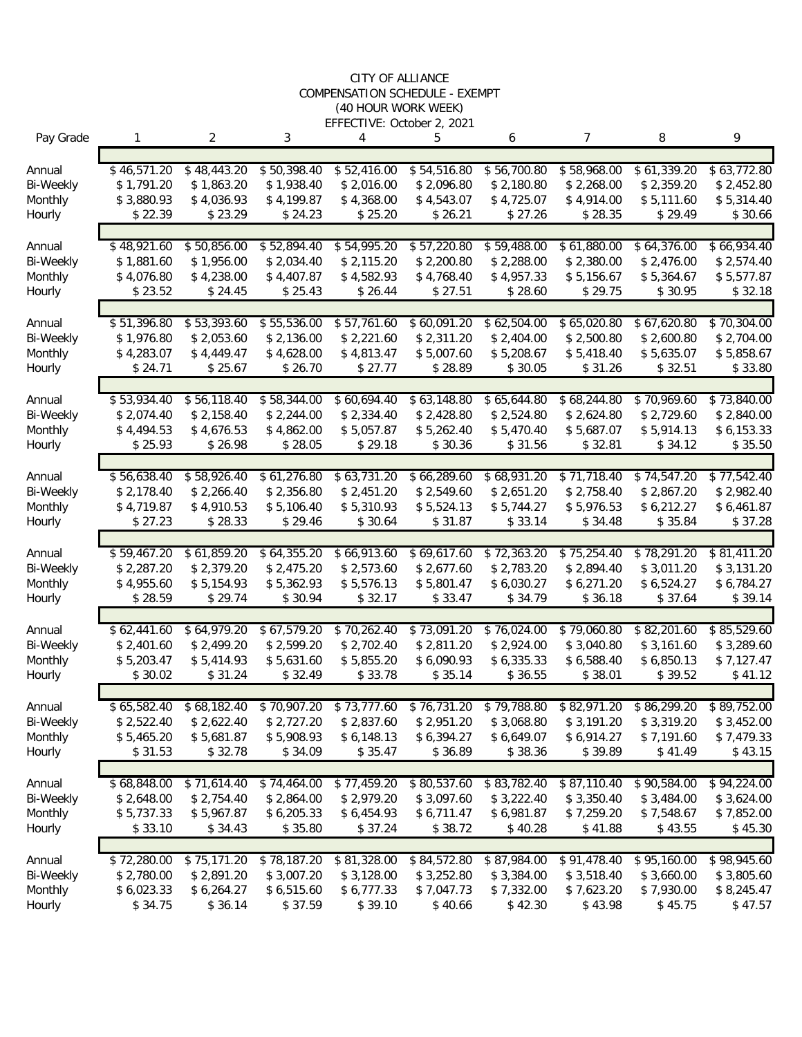CITY OF ALLIANCE
COMPENSATION SCHEDULE - EXEMPT
(40 HOUR WORK WEEK)
EFFECTIVE: October 2, 2021

| Pay Grade | 1 | 2 | 3 | 4 | 5 | 6 | 7 | 8 | 9 |
|---|---|---|---|---|---|---|---|---|---|
| | | | | | | | | | |
| Annual | $ 46,571.20 | $ 48,443.20 | $ 50,398.40 | $ 52,416.00 | $ 54,516.80 | $ 56,700.80 | $ 58,968.00 | $ 61,339.20 | $ 63,772.80 |
| Bi-Weekly | $ 1,791.20 | $ 1,863.20 | $ 1,938.40 | $ 2,016.00 | $ 2,096.80 | $ 2,180.80 | $ 2,268.00 | $ 2,359.20 | $ 2,452.80 |
| Monthly | $ 3,880.93 | $ 4,036.93 | $ 4,199.87 | $ 4,368.00 | $ 4,543.07 | $ 4,725.07 | $ 4,914.00 | $ 5,111.60 | $ 5,314.40 |
| Hourly | $ 22.39 | $ 23.29 | $ 24.23 | $ 25.20 | $ 26.21 | $ 27.26 | $ 28.35 | $ 29.49 | $ 30.66 |
| | | | | | | | | | |
| Annual | $ 48,921.60 | $ 50,856.00 | $ 52,894.40 | $ 54,995.20 | $ 57,220.80 | $ 59,488.00 | $ 61,880.00 | $ 64,376.00 | $ 66,934.40 |
| Bi-Weekly | $ 1,881.60 | $ 1,956.00 | $ 2,034.40 | $ 2,115.20 | $ 2,200.80 | $ 2,288.00 | $ 2,380.00 | $ 2,476.00 | $ 2,574.40 |
| Monthly | $ 4,076.80 | $ 4,238.00 | $ 4,407.87 | $ 4,582.93 | $ 4,768.40 | $ 4,957.33 | $ 5,156.67 | $ 5,364.67 | $ 5,577.87 |
| Hourly | $ 23.52 | $ 24.45 | $ 25.43 | $ 26.44 | $ 27.51 | $ 28.60 | $ 29.75 | $ 30.95 | $ 32.18 |
| | | | | | | | | | |
| Annual | $ 51,396.80 | $ 53,393.60 | $ 55,536.00 | $ 57,761.60 | $ 60,091.20 | $ 62,504.00 | $ 65,020.80 | $ 67,620.80 | $ 70,304.00 |
| Bi-Weekly | $ 1,976.80 | $ 2,053.60 | $ 2,136.00 | $ 2,221.60 | $ 2,311.20 | $ 2,404.00 | $ 2,500.80 | $ 2,600.80 | $ 2,704.00 |
| Monthly | $ 4,283.07 | $ 4,449.47 | $ 4,628.00 | $ 4,813.47 | $ 5,007.60 | $ 5,208.67 | $ 5,418.40 | $ 5,635.07 | $ 5,858.67 |
| Hourly | $ 24.71 | $ 25.67 | $ 26.70 | $ 27.77 | $ 28.89 | $ 30.05 | $ 31.26 | $ 32.51 | $ 33.80 |
| | | | | | | | | | |
| Annual | $ 53,934.40 | $ 56,118.40 | $ 58,344.00 | $ 60,694.40 | $ 63,148.80 | $ 65,644.80 | $ 68,244.80 | $ 70,969.60 | $ 73,840.00 |
| Bi-Weekly | $ 2,074.40 | $ 2,158.40 | $ 2,244.00 | $ 2,334.40 | $ 2,428.80 | $ 2,524.80 | $ 2,624.80 | $ 2,729.60 | $ 2,840.00 |
| Monthly | $ 4,494.53 | $ 4,676.53 | $ 4,862.00 | $ 5,057.87 | $ 5,262.40 | $ 5,470.40 | $ 5,687.07 | $ 5,914.13 | $ 6,153.33 |
| Hourly | $ 25.93 | $ 26.98 | $ 28.05 | $ 29.18 | $ 30.36 | $ 31.56 | $ 32.81 | $ 34.12 | $ 35.50 |
| | | | | | | | | | |
| Annual | $ 56,638.40 | $ 58,926.40 | $ 61,276.80 | $ 63,731.20 | $ 66,289.60 | $ 68,931.20 | $ 71,718.40 | $ 74,547.20 | $ 77,542.40 |
| Bi-Weekly | $ 2,178.40 | $ 2,266.40 | $ 2,356.80 | $ 2,451.20 | $ 2,549.60 | $ 2,651.20 | $ 2,758.40 | $ 2,867.20 | $ 2,982.40 |
| Monthly | $ 4,719.87 | $ 4,910.53 | $ 5,106.40 | $ 5,310.93 | $ 5,524.13 | $ 5,744.27 | $ 5,976.53 | $ 6,212.27 | $ 6,461.87 |
| Hourly | $ 27.23 | $ 28.33 | $ 29.46 | $ 30.64 | $ 31.87 | $ 33.14 | $ 34.48 | $ 35.84 | $ 37.28 |
| | | | | | | | | | |
| Annual | $ 59,467.20 | $ 61,859.20 | $ 64,355.20 | $ 66,913.60 | $ 69,617.60 | $ 72,363.20 | $ 75,254.40 | $ 78,291.20 | $ 81,411.20 |
| Bi-Weekly | $ 2,287.20 | $ 2,379.20 | $ 2,475.20 | $ 2,573.60 | $ 2,677.60 | $ 2,783.20 | $ 2,894.40 | $ 3,011.20 | $ 3,131.20 |
| Monthly | $ 4,955.60 | $ 5,154.93 | $ 5,362.93 | $ 5,576.13 | $ 5,801.47 | $ 6,030.27 | $ 6,271.20 | $ 6,524.27 | $ 6,784.27 |
| Hourly | $ 28.59 | $ 29.74 | $ 30.94 | $ 32.17 | $ 33.47 | $ 34.79 | $ 36.18 | $ 37.64 | $ 39.14 |
| | | | | | | | | | |
| Annual | $ 62,441.60 | $ 64,979.20 | $ 67,579.20 | $ 70,262.40 | $ 73,091.20 | $ 76,024.00 | $ 79,060.80 | $ 82,201.60 | $ 85,529.60 |
| Bi-Weekly | $ 2,401.60 | $ 2,499.20 | $ 2,599.20 | $ 2,702.40 | $ 2,811.20 | $ 2,924.00 | $ 3,040.80 | $ 3,161.60 | $ 3,289.60 |
| Monthly | $ 5,203.47 | $ 5,414.93 | $ 5,631.60 | $ 5,855.20 | $ 6,090.93 | $ 6,335.33 | $ 6,588.40 | $ 6,850.13 | $ 7,127.47 |
| Hourly | $ 30.02 | $ 31.24 | $ 32.49 | $ 33.78 | $ 35.14 | $ 36.55 | $ 38.01 | $ 39.52 | $ 41.12 |
| | | | | | | | | | |
| Annual | $ 65,582.40 | $ 68,182.40 | $ 70,907.20 | $ 73,777.60 | $ 76,731.20 | $ 79,788.80 | $ 82,971.20 | $ 86,299.20 | $ 89,752.00 |
| Bi-Weekly | $ 2,522.40 | $ 2,622.40 | $ 2,727.20 | $ 2,837.60 | $ 2,951.20 | $ 3,068.80 | $ 3,191.20 | $ 3,319.20 | $ 3,452.00 |
| Monthly | $ 5,465.20 | $ 5,681.87 | $ 5,908.93 | $ 6,148.13 | $ 6,394.27 | $ 6,649.07 | $ 6,914.27 | $ 7,191.60 | $ 7,479.33 |
| Hourly | $ 31.53 | $ 32.78 | $ 34.09 | $ 35.47 | $ 36.89 | $ 38.36 | $ 39.89 | $ 41.49 | $ 43.15 |
| | | | | | | | | | |
| Annual | $ 68,848.00 | $ 71,614.40 | $ 74,464.00 | $ 77,459.20 | $ 80,537.60 | $ 83,782.40 | $ 87,110.40 | $ 90,584.00 | $ 94,224.00 |
| Bi-Weekly | $ 2,648.00 | $ 2,754.40 | $ 2,864.00 | $ 2,979.20 | $ 3,097.60 | $ 3,222.40 | $ 3,350.40 | $ 3,484.00 | $ 3,624.00 |
| Monthly | $ 5,737.33 | $ 5,967.87 | $ 6,205.33 | $ 6,454.93 | $ 6,711.47 | $ 6,981.87 | $ 7,259.20 | $ 7,548.67 | $ 7,852.00 |
| Hourly | $ 33.10 | $ 34.43 | $ 35.80 | $ 37.24 | $ 38.72 | $ 40.28 | $ 41.88 | $ 43.55 | $ 45.30 |
| | | | | | | | | | |
| Annual | $ 72,280.00 | $ 75,171.20 | $ 78,187.20 | $ 81,328.00 | $ 84,572.80 | $ 87,984.00 | $ 91,478.40 | $ 95,160.00 | $ 98,945.60 |
| Bi-Weekly | $ 2,780.00 | $ 2,891.20 | $ 3,007.20 | $ 3,128.00 | $ 3,252.80 | $ 3,384.00 | $ 3,518.40 | $ 3,660.00 | $ 3,805.60 |
| Monthly | $ 6,023.33 | $ 6,264.27 | $ 6,515.60 | $ 6,777.33 | $ 7,047.73 | $ 7,332.00 | $ 7,623.20 | $ 7,930.00 | $ 8,245.47 |
| Hourly | $ 34.75 | $ 36.14 | $ 37.59 | $ 39.10 | $ 40.66 | $ 42.30 | $ 43.98 | $ 45.75 | $ 47.57 |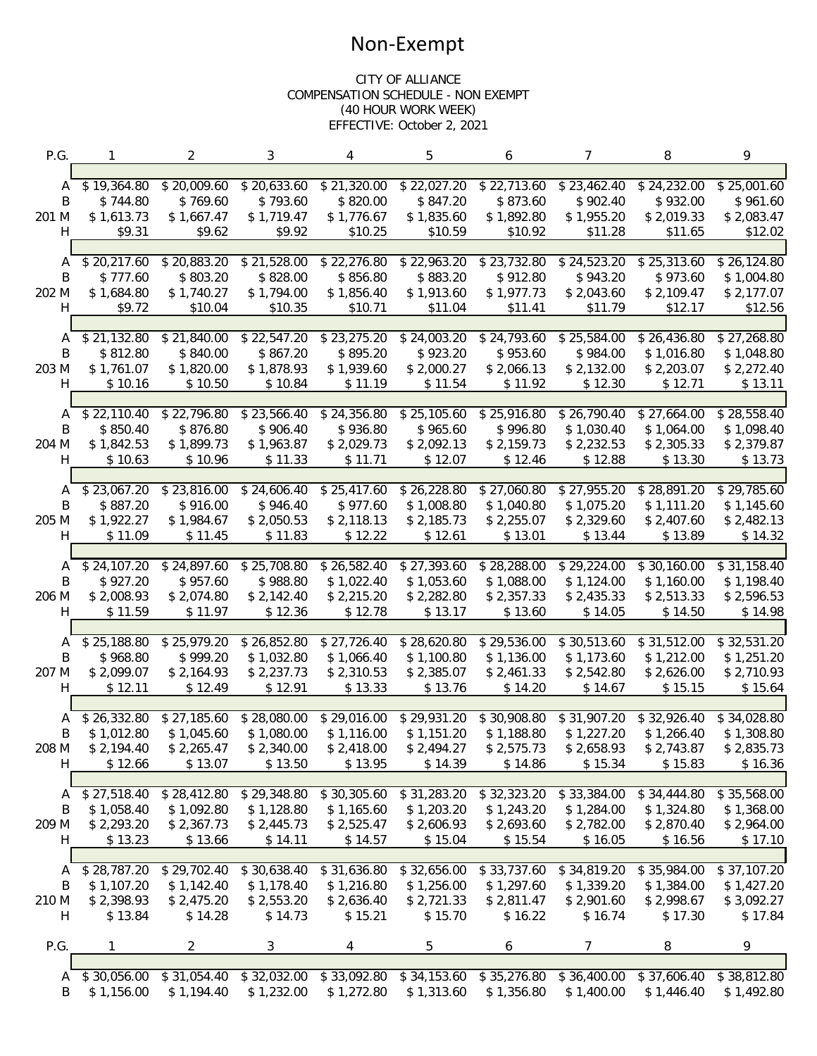# Non-Exempt

CITY OF ALLIANCE
COMPENSATION SCHEDULE - NON EXEMPT
(40 HOUR WORK WEEK)
EFFECTIVE: October 2, 2021

| P.G. | | 1 | 2 | 3 | 4 | 5 | 6 | 7 | 8 | 9 |
|---|---|---|---|---|---|---|---|---|---|---|
| | A | $ 19,364.80 | $ 20,009.60 | $ 20,633.60 | $ 21,320.00 | $ 22,027.20 | $ 22,713.60 | $ 23,462.40 | $ 24,232.00 | $ 25,001.60 |
| | B | $ 744.80 | $ 769.60 | $ 793.60 | $ 820.00 | $ 847.20 | $ 873.60 | $ 902.40 | $ 932.00 | $ 961.60 |
| 201 | M | $ 1,613.73 | $ 1,667.47 | $ 1,719.47 | $ 1,776.67 | $ 1,835.60 | $ 1,892.80 | $ 1,955.20 | $ 2,019.33 | $ 2,083.47 |
| | H | $9.31 | $9.62 | $9.92 | $10.25 | $10.59 | $10.92 | $11.28 | $11.65 | $12.02 |
| | A | $ 20,217.60 | $ 20,883.20 | $ 21,528.00 | $ 22,276.80 | $ 22,963.20 | $ 23,732.80 | $ 24,523.20 | $ 25,313.60 | $ 26,124.80 |
| | B | $ 777.60 | $ 803.20 | $ 828.00 | $ 856.80 | $ 883.20 | $ 912.80 | $ 943.20 | $ 973.60 | $ 1,004.80 |
| 202 | M | $ 1,684.80 | $ 1,740.27 | $ 1,794.00 | $ 1,856.40 | $ 1,913.60 | $ 1,977.73 | $ 2,043.60 | $ 2,109.47 | $ 2,177.07 |
| | H | $9.72 | $10.04 | $10.35 | $10.71 | $11.04 | $11.41 | $11.79 | $12.17 | $12.56 |
| | A | $ 21,132.80 | $ 21,840.00 | $ 22,547.20 | $ 23,275.20 | $ 24,003.20 | $ 24,793.60 | $ 25,584.00 | $ 26,436.80 | $ 27,268.80 |
| | B | $ 812.80 | $ 840.00 | $ 867.20 | $ 895.20 | $ 923.20 | $ 953.60 | $ 984.00 | $ 1,016.80 | $ 1,048.80 |
| 203 | M | $ 1,761.07 | $ 1,820.00 | $ 1,878.93 | $ 1,939.60 | $ 2,000.27 | $ 2,066.13 | $ 2,132.00 | $ 2,203.07 | $ 2,272.40 |
| | H | $ 10.16 | $ 10.50 | $ 10.84 | $ 11.19 | $ 11.54 | $ 11.92 | $ 12.30 | $ 12.71 | $ 13.11 |
| | A | $ 22,110.40 | $ 22,796.80 | $ 23,566.40 | $ 24,356.80 | $ 25,105.60 | $ 25,916.80 | $ 26,790.40 | $ 27,664.00 | $ 28,558.40 |
| | B | $ 850.40 | $ 876.80 | $ 906.40 | $ 936.80 | $ 965.60 | $ 996.80 | $ 1,030.40 | $ 1,064.00 | $ 1,098.40 |
| 204 | M | $ 1,842.53 | $ 1,899.73 | $ 1,963.87 | $ 2,029.73 | $ 2,092.13 | $ 2,159.73 | $ 2,232.53 | $ 2,305.33 | $ 2,379.87 |
| | H | $ 10.63 | $ 10.96 | $ 11.33 | $ 11.71 | $ 12.07 | $ 12.46 | $ 12.88 | $ 13.30 | $ 13.73 |
| | A | $ 23,067.20 | $ 23,816.00 | $ 24,606.40 | $ 25,417.60 | $ 26,228.80 | $ 27,060.80 | $ 27,955.20 | $ 28,891.20 | $ 29,785.60 |
| | B | $ 887.20 | $ 916.00 | $ 946.40 | $ 977.60 | $ 1,008.80 | $ 1,040.80 | $ 1,075.20 | $ 1,111.20 | $ 1,145.60 |
| 205 | M | $ 1,922.27 | $ 1,984.67 | $ 2,050.53 | $ 2,118.13 | $ 2,185.73 | $ 2,255.07 | $ 2,329.60 | $ 2,407.60 | $ 2,482.13 |
| | H | $ 11.09 | $ 11.45 | $ 11.83 | $ 12.22 | $ 12.61 | $ 13.01 | $ 13.44 | $ 13.89 | $ 14.32 |
| | A | $ 24,107.20 | $ 24,897.60 | $ 25,708.80 | $ 26,582.40 | $ 27,393.60 | $ 28,288.00 | $ 29,224.00 | $ 30,160.00 | $ 31,158.40 |
| | B | $ 927.20 | $ 957.60 | $ 988.80 | $ 1,022.40 | $ 1,053.60 | $ 1,088.00 | $ 1,124.00 | $ 1,160.00 | $ 1,198.40 |
| 206 | M | $ 2,008.93 | $ 2,074.80 | $ 2,142.40 | $ 2,215.20 | $ 2,282.80 | $ 2,357.33 | $ 2,435.33 | $ 2,513.33 | $ 2,596.53 |
| | H | $ 11.59 | $ 11.97 | $ 12.36 | $ 12.78 | $ 13.17 | $ 13.60 | $ 14.05 | $ 14.50 | $ 14.98 |
| | A | $ 25,188.80 | $ 25,979.20 | $ 26,852.80 | $ 27,726.40 | $ 28,620.80 | $ 29,536.00 | $ 30,513.60 | $ 31,512.00 | $ 32,531.20 |
| | B | $ 968.80 | $ 999.20 | $ 1,032.80 | $ 1,066.40 | $ 1,100.80 | $ 1,136.00 | $ 1,173.60 | $ 1,212.00 | $ 1,251.20 |
| 207 | M | $ 2,099.07 | $ 2,164.93 | $ 2,237.73 | $ 2,310.53 | $ 2,385.07 | $ 2,461.33 | $ 2,542.80 | $ 2,626.00 | $ 2,710.93 |
| | H | $ 12.11 | $ 12.49 | $ 12.91 | $ 13.33 | $ 13.76 | $ 14.20 | $ 14.67 | $ 15.15 | $ 15.64 |
| | A | $ 26,332.80 | $ 27,185.60 | $ 28,080.00 | $ 29,016.00 | $ 29,931.20 | $ 30,908.80 | $ 31,907.20 | $ 32,926.40 | $ 34,028.80 |
| | B | $ 1,012.80 | $ 1,045.60 | $ 1,080.00 | $ 1,116.00 | $ 1,151.20 | $ 1,188.80 | $ 1,227.20 | $ 1,266.40 | $ 1,308.80 |
| 208 | M | $ 2,194.40 | $ 2,265.47 | $ 2,340.00 | $ 2,418.00 | $ 2,494.27 | $ 2,575.73 | $ 2,658.93 | $ 2,743.87 | $ 2,835.73 |
| | H | $ 12.66 | $ 13.07 | $ 13.50 | $ 13.95 | $ 14.39 | $ 14.86 | $ 15.34 | $ 15.83 | $ 16.36 |
| | A | $ 27,518.40 | $ 28,412.80 | $ 29,348.80 | $ 30,305.60 | $ 31,283.20 | $ 32,323.20 | $ 33,384.00 | $ 34,444.80 | $ 35,568.00 |
| | B | $ 1,058.40 | $ 1,092.80 | $ 1,128.80 | $ 1,165.60 | $ 1,203.20 | $ 1,243.20 | $ 1,284.00 | $ 1,324.80 | $ 1,368.00 |
| 209 | M | $ 2,293.20 | $ 2,367.73 | $ 2,445.73 | $ 2,525.47 | $ 2,606.93 | $ 2,693.60 | $ 2,782.00 | $ 2,870.40 | $ 2,964.00 |
| | H | $ 13.23 | $ 13.66 | $ 14.11 | $ 14.57 | $ 15.04 | $ 15.54 | $ 16.05 | $ 16.56 | $ 17.10 |
| | A | $ 28,787.20 | $ 29,702.40 | $ 30,638.40 | $ 31,636.80 | $ 32,656.00 | $ 33,737.60 | $ 34,819.20 | $ 35,984.00 | $ 37,107.20 |
| | B | $ 1,107.20 | $ 1,142.40 | $ 1,178.40 | $ 1,216.80 | $ 1,256.00 | $ 1,297.60 | $ 1,339.20 | $ 1,384.00 | $ 1,427.20 |
| 210 | M | $ 2,398.93 | $ 2,475.20 | $ 2,553.20 | $ 2,636.40 | $ 2,721.33 | $ 2,811.47 | $ 2,901.60 | $ 2,998.67 | $ 3,092.27 |
| | H | $ 13.84 | $ 14.28 | $ 14.73 | $ 15.21 | $ 15.70 | $ 16.22 | $ 16.74 | $ 17.30 | $ 17.84 |

| P.G. | | 1 | 2 | 3 | 4 | 5 | 6 | 7 | 8 | 9 |
|---|---|---|---|---|---|---|---|---|---|---|
| | A | $ 30,056.00 | $ 31,054.40 | $ 32,032.00 | $ 33,092.80 | $ 34,153.60 | $ 35,276.80 | $ 36,400.00 | $ 37,606.40 | $ 38,812.80 |
| | B | $ 1,156.00 | $ 1,194.40 | $ 1,232.00 | $ 1,272.80 | $ 1,313.60 | $ 1,356.80 | $ 1,400.00 | $ 1,446.40 | $ 1,492.80 |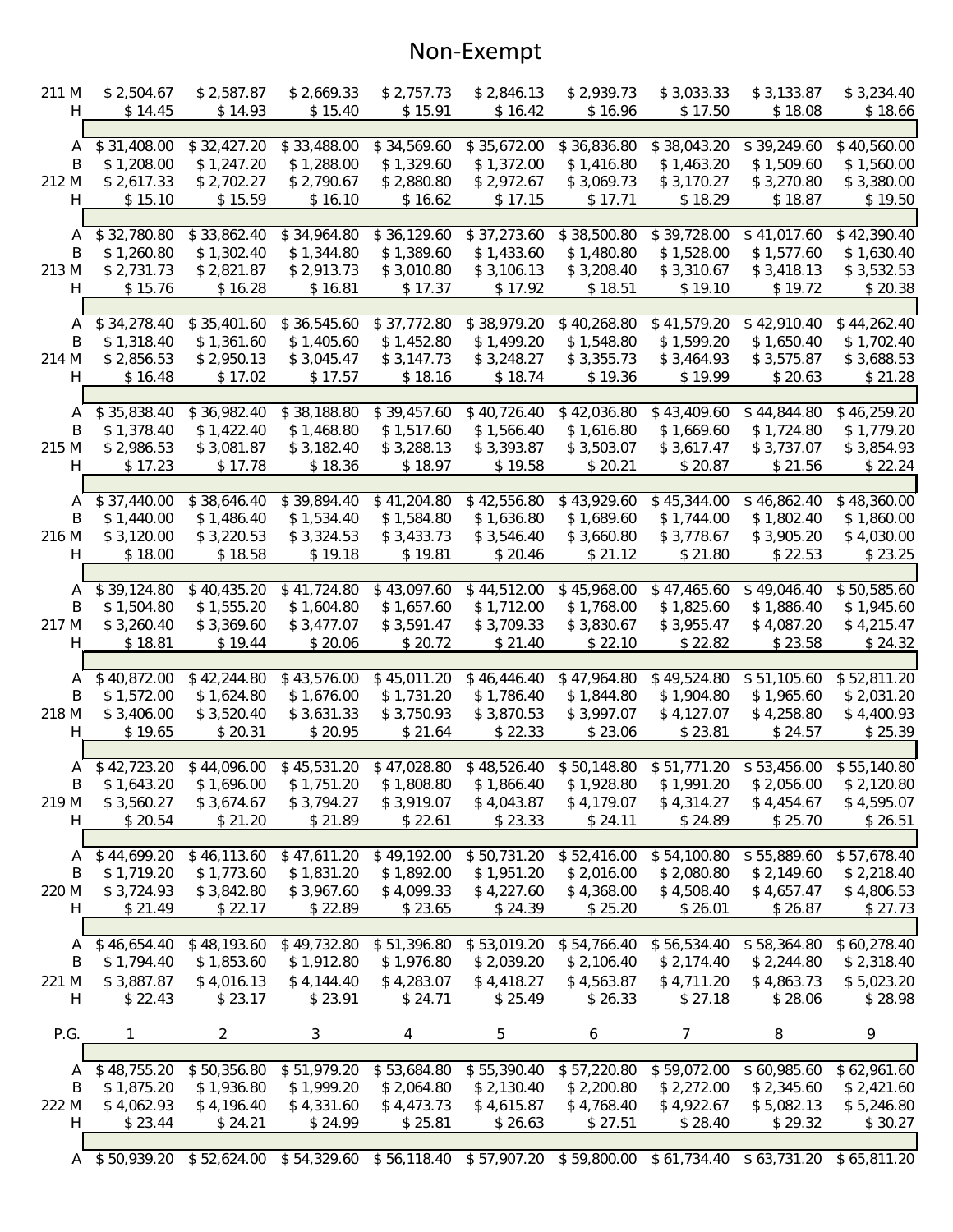# Non-Exempt

| P.G. | | 1 | 2 | 3 | 4 | 5 | 6 | 7 | 8 | 9 |
|---|---|---|---|---|---|---|---|---|---|---|
| 211 | M | $ 2,504.67 | $ 2,587.87 | $ 2,669.33 | $ 2,757.73 | $ 2,846.13 | $ 2,939.73 | $ 3,033.33 | $ 3,133.87 | $ 3,234.40 |
| | H | $ 14.45 | $ 14.93 | $ 15.40 | $ 15.91 | $ 16.42 | $ 16.96 | $ 17.50 | $ 18.08 | $ 18.66 |
| | A | $ 31,408.00 | $ 32,427.20 | $ 33,488.00 | $ 34,569.60 | $ 35,672.00 | $ 36,836.80 | $ 38,043.20 | $ 39,249.60 | $ 40,560.00 |
| | B | $ 1,208.00 | $ 1,247.20 | $ 1,288.00 | $ 1,329.60 | $ 1,372.00 | $ 1,416.80 | $ 1,463.20 | $ 1,509.60 | $ 1,560.00 |
| 212 | M | $ 2,617.33 | $ 2,702.27 | $ 2,790.67 | $ 2,880.80 | $ 2,972.67 | $ 3,069.73 | $ 3,170.27 | $ 3,270.80 | $ 3,380.00 |
| | H | $ 15.10 | $ 15.59 | $ 16.10 | $ 16.62 | $ 17.15 | $ 17.71 | $ 18.29 | $ 18.87 | $ 19.50 |
| | A | $ 32,780.80 | $ 33,862.40 | $ 34,964.80 | $ 36,129.60 | $ 37,273.60 | $ 38,500.80 | $ 39,728.00 | $ 41,017.60 | $ 42,390.40 |
| | B | $ 1,260.80 | $ 1,302.40 | $ 1,344.80 | $ 1,389.60 | $ 1,433.60 | $ 1,480.80 | $ 1,528.00 | $ 1,577.60 | $ 1,630.40 |
| 213 | M | $ 2,731.73 | $ 2,821.87 | $ 2,913.73 | $ 3,010.80 | $ 3,106.13 | $ 3,208.40 | $ 3,310.67 | $ 3,418.13 | $ 3,532.53 |
| | H | $ 15.76 | $ 16.28 | $ 16.81 | $ 17.37 | $ 17.92 | $ 18.51 | $ 19.10 | $ 19.72 | $ 20.38 |
| | A | $ 34,278.40 | $ 35,401.60 | $ 36,545.60 | $ 37,772.80 | $ 38,979.20 | $ 40,268.80 | $ 41,579.20 | $ 42,910.40 | $ 44,262.40 |
| | B | $ 1,318.40 | $ 1,361.60 | $ 1,405.60 | $ 1,452.80 | $ 1,499.20 | $ 1,548.80 | $ 1,599.20 | $ 1,650.40 | $ 1,702.40 |
| 214 | M | $ 2,856.53 | $ 2,950.13 | $ 3,045.47 | $ 3,147.73 | $ 3,248.27 | $ 3,355.73 | $ 3,464.93 | $ 3,575.87 | $ 3,688.53 |
| | H | $ 16.48 | $ 17.02 | $ 17.57 | $ 18.16 | $ 18.74 | $ 19.36 | $ 19.99 | $ 20.63 | $ 21.28 |
| | A | $ 35,838.40 | $ 36,982.40 | $ 38,188.80 | $ 39,457.60 | $ 40,726.40 | $ 42,036.80 | $ 43,409.60 | $ 44,844.80 | $ 46,259.20 |
| | B | $ 1,378.40 | $ 1,422.40 | $ 1,468.80 | $ 1,517.60 | $ 1,566.40 | $ 1,616.80 | $ 1,669.60 | $ 1,724.80 | $ 1,779.20 |
| 215 | M | $ 2,986.53 | $ 3,081.87 | $ 3,182.40 | $ 3,288.13 | $ 3,393.87 | $ 3,503.07 | $ 3,617.47 | $ 3,737.07 | $ 3,854.93 |
| | H | $ 17.23 | $ 17.78 | $ 18.36 | $ 18.97 | $ 19.58 | $ 20.21 | $ 20.87 | $ 21.56 | $ 22.24 |
| | A | $ 37,440.00 | $ 38,646.40 | $ 39,894.40 | $ 41,204.80 | $ 42,556.80 | $ 43,929.60 | $ 45,344.00 | $ 46,862.40 | $ 48,360.00 |
| | B | $ 1,440.00 | $ 1,486.40 | $ 1,534.40 | $ 1,584.80 | $ 1,636.80 | $ 1,689.60 | $ 1,744.00 | $ 1,802.40 | $ 1,860.00 |
| 216 | M | $ 3,120.00 | $ 3,220.53 | $ 3,324.53 | $ 3,433.73 | $ 3,546.40 | $ 3,660.80 | $ 3,778.67 | $ 3,905.20 | $ 4,030.00 |
| | H | $ 18.00 | $ 18.58 | $ 19.18 | $ 19.81 | $ 20.46 | $ 21.12 | $ 21.80 | $ 22.53 | $ 23.25 |
| | A | $ 39,124.80 | $ 40,435.20 | $ 41,724.80 | $ 43,097.60 | $ 44,512.00 | $ 45,968.00 | $ 47,465.60 | $ 49,046.40 | $ 50,585.60 |
| | B | $ 1,504.80 | $ 1,555.20 | $ 1,604.80 | $ 1,657.60 | $ 1,712.00 | $ 1,768.00 | $ 1,825.60 | $ 1,886.40 | $ 1,945.60 |
| 217 | M | $ 3,260.40 | $ 3,369.60 | $ 3,477.07 | $ 3,591.47 | $ 3,709.33 | $ 3,830.67 | $ 3,955.47 | $ 4,087.20 | $ 4,215.47 |
| | H | $ 18.81 | $ 19.44 | $ 20.06 | $ 20.72 | $ 21.40 | $ 22.10 | $ 22.82 | $ 23.58 | $ 24.32 |
| | A | $ 40,872.00 | $ 42,244.80 | $ 43,576.00 | $ 45,011.20 | $ 46,446.40 | $ 47,964.80 | $ 49,524.80 | $ 51,105.60 | $ 52,811.20 |
| | B | $ 1,572.00 | $ 1,624.80 | $ 1,676.00 | $ 1,731.20 | $ 1,786.40 | $ 1,844.80 | $ 1,904.80 | $ 1,965.60 | $ 2,031.20 |
| 218 | M | $ 3,406.00 | $ 3,520.40 | $ 3,631.33 | $ 3,750.93 | $ 3,870.53 | $ 3,997.07 | $ 4,127.07 | $ 4,258.80 | $ 4,400.93 |
| | H | $ 19.65 | $ 20.31 | $ 20.95 | $ 21.64 | $ 22.33 | $ 23.06 | $ 23.81 | $ 24.57 | $ 25.39 |
| | A | $ 42,723.20 | $ 44,096.00 | $ 45,531.20 | $ 47,028.80 | $ 48,526.40 | $ 50,148.80 | $ 51,771.20 | $ 53,456.00 | $ 55,140.80 |
| | B | $ 1,643.20 | $ 1,696.00 | $ 1,751.20 | $ 1,808.80 | $ 1,866.40 | $ 1,928.80 | $ 1,991.20 | $ 2,056.00 | $ 2,120.80 |
| 219 | M | $ 3,560.27 | $ 3,674.67 | $ 3,794.27 | $ 3,919.07 | $ 4,043.87 | $ 4,179.07 | $ 4,314.27 | $ 4,454.67 | $ 4,595.07 |
| | H | $ 20.54 | $ 21.20 | $ 21.89 | $ 22.61 | $ 23.33 | $ 24.11 | $ 24.89 | $ 25.70 | $ 26.51 |
| | A | $ 44,699.20 | $ 46,113.60 | $ 47,611.20 | $ 49,192.00 | $ 50,731.20 | $ 52,416.00 | $ 54,100.80 | $ 55,889.60 | $ 57,678.40 |
| | B | $ 1,719.20 | $ 1,773.60 | $ 1,831.20 | $ 1,892.00 | $ 1,951.20 | $ 2,016.00 | $ 2,080.80 | $ 2,149.60 | $ 2,218.40 |
| 220 | M | $ 3,724.93 | $ 3,842.80 | $ 3,967.60 | $ 4,099.33 | $ 4,227.60 | $ 4,368.00 | $ 4,508.40 | $ 4,657.47 | $ 4,806.53 |
| | H | $ 21.49 | $ 22.17 | $ 22.89 | $ 23.65 | $ 24.39 | $ 25.20 | $ 26.01 | $ 26.87 | $ 27.73 |
| | A | $ 46,654.40 | $ 48,193.60 | $ 49,732.80 | $ 51,396.80 | $ 53,019.20 | $ 54,766.40 | $ 56,534.40 | $ 58,364.80 | $ 60,278.40 |
| | B | $ 1,794.40 | $ 1,853.60 | $ 1,912.80 | $ 1,976.80 | $ 2,039.20 | $ 2,106.40 | $ 2,174.40 | $ 2,244.80 | $ 2,318.40 |
| 221 | M | $ 3,887.87 | $ 4,016.13 | $ 4,144.40 | $ 4,283.07 | $ 4,418.27 | $ 4,563.87 | $ 4,711.20 | $ 4,863.73 | $ 5,023.20 |
| | H | $ 22.43 | $ 23.17 | $ 23.91 | $ 24.71 | $ 25.49 | $ 26.33 | $ 27.18 | $ 28.06 | $ 28.98 |

| P.G. | | 1 | 2 | 3 | 4 | 5 | 6 | 7 | 8 | 9 |
|---|---|---|---|---|---|---|---|---|---|---|
| | A | $ 48,755.20 | $ 50,356.80 | $ 51,979.20 | $ 53,684.80 | $ 55,390.40 | $ 57,220.80 | $ 59,072.00 | $ 60,985.60 | $ 62,961.60 |
| | B | $ 1,875.20 | $ 1,936.80 | $ 1,999.20 | $ 2,064.80 | $ 2,130.40 | $ 2,200.80 | $ 2,272.00 | $ 2,345.60 | $ 2,421.60 |
| 222 | M | $ 4,062.93 | $ 4,196.40 | $ 4,331.60 | $ 4,473.73 | $ 4,615.87 | $ 4,768.40 | $ 4,922.67 | $ 5,082.13 | $ 5,246.80 |
| | H | $ 23.44 | $ 24.21 | $ 24.99 | $ 25.81 | $ 26.63 | $ 27.51 | $ 28.40 | $ 29.32 | $ 30.27 |
| | A | $ 50,939.20 | $ 52,624.00 | $ 54,329.60 | $ 56,118.40 | $ 57,907.20 | $ 59,800.00 | $ 61,734.40 | $ 63,731.20 | $ 65,811.20 |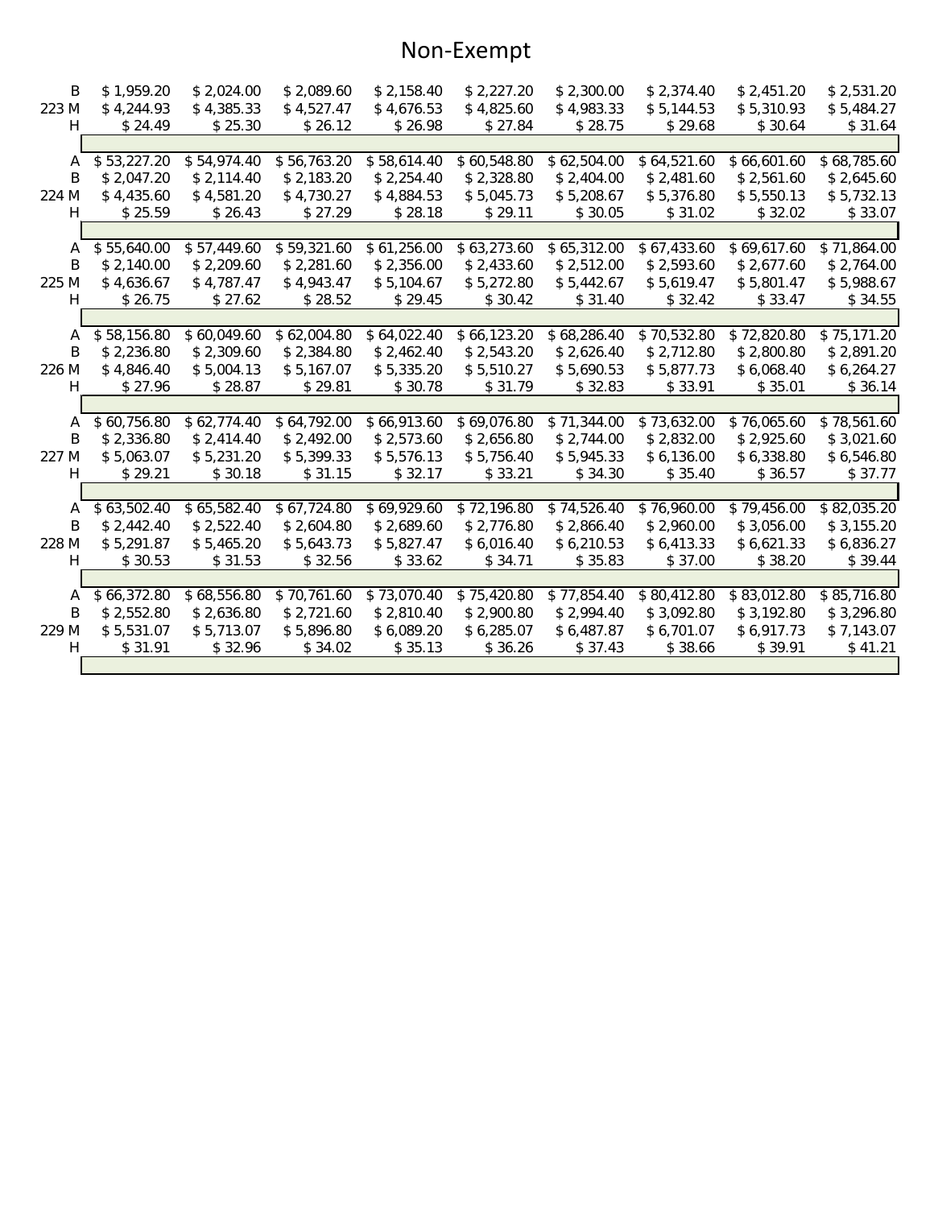# Non-Exempt

| Grade | | | | | | | | | | |
|---|---|---|---|---|---|---|---|---|---|---|
| | B | $ 1,959.20 | $ 2,024.00 | $ 2,089.60 | $ 2,158.40 | $ 2,227.20 | $ 2,300.00 | $ 2,374.40 | $ 2,451.20 | $ 2,531.20 |
| 223 | M | $ 4,244.93 | $ 4,385.33 | $ 4,527.47 | $ 4,676.53 | $ 4,825.60 | $ 4,983.33 | $ 5,144.53 | $ 5,310.93 | $ 5,484.27 |
| | H | $ 24.49 | $ 25.30 | $ 26.12 | $ 26.98 | $ 27.84 | $ 28.75 | $ 29.68 | $ 30.64 | $ 31.64 |
| | A | $ 53,227.20 | $ 54,974.40 | $ 56,763.20 | $ 58,614.40 | $ 60,548.80 | $ 62,504.00 | $ 64,521.60 | $ 66,601.60 | $ 68,785.60 |
| | B | $ 2,047.20 | $ 2,114.40 | $ 2,183.20 | $ 2,254.40 | $ 2,328.80 | $ 2,404.00 | $ 2,481.60 | $ 2,561.60 | $ 2,645.60 |
| 224 | M | $ 4,435.60 | $ 4,581.20 | $ 4,730.27 | $ 4,884.53 | $ 5,045.73 | $ 5,208.67 | $ 5,376.80 | $ 5,550.13 | $ 5,732.13 |
| | H | $ 25.59 | $ 26.43 | $ 27.29 | $ 28.18 | $ 29.11 | $ 30.05 | $ 31.02 | $ 32.02 | $ 33.07 |
| | A | $ 55,640.00 | $ 57,449.60 | $ 59,321.60 | $ 61,256.00 | $ 63,273.60 | $ 65,312.00 | $ 67,433.60 | $ 69,617.60 | $ 71,864.00 |
| | B | $ 2,140.00 | $ 2,209.60 | $ 2,281.60 | $ 2,356.00 | $ 2,433.60 | $ 2,512.00 | $ 2,593.60 | $ 2,677.60 | $ 2,764.00 |
| 225 | M | $ 4,636.67 | $ 4,787.47 | $ 4,943.47 | $ 5,104.67 | $ 5,272.80 | $ 5,442.67 | $ 5,619.47 | $ 5,801.47 | $ 5,988.67 |
| | H | $ 26.75 | $ 27.62 | $ 28.52 | $ 29.45 | $ 30.42 | $ 31.40 | $ 32.42 | $ 33.47 | $ 34.55 |
| | A | $ 58,156.80 | $ 60,049.60 | $ 62,004.80 | $ 64,022.40 | $ 66,123.20 | $ 68,286.40 | $ 70,532.80 | $ 72,820.80 | $ 75,171.20 |
| | B | $ 2,236.80 | $ 2,309.60 | $ 2,384.80 | $ 2,462.40 | $ 2,543.20 | $ 2,626.40 | $ 2,712.80 | $ 2,800.80 | $ 2,891.20 |
| 226 | M | $ 4,846.40 | $ 5,004.13 | $ 5,167.07 | $ 5,335.20 | $ 5,510.27 | $ 5,690.53 | $ 5,877.73 | $ 6,068.40 | $ 6,264.27 |
| | H | $ 27.96 | $ 28.87 | $ 29.81 | $ 30.78 | $ 31.79 | $ 32.83 | $ 33.91 | $ 35.01 | $ 36.14 |
| | A | $ 60,756.80 | $ 62,774.40 | $ 64,792.00 | $ 66,913.60 | $ 69,076.80 | $ 71,344.00 | $ 73,632.00 | $ 76,065.60 | $ 78,561.60 |
| | B | $ 2,336.80 | $ 2,414.40 | $ 2,492.00 | $ 2,573.60 | $ 2,656.80 | $ 2,744.00 | $ 2,832.00 | $ 2,925.60 | $ 3,021.60 |
| 227 | M | $ 5,063.07 | $ 5,231.20 | $ 5,399.33 | $ 5,576.13 | $ 5,756.40 | $ 5,945.33 | $ 6,136.00 | $ 6,338.80 | $ 6,546.80 |
| | H | $ 29.21 | $ 30.18 | $ 31.15 | $ 32.17 | $ 33.21 | $ 34.30 | $ 35.40 | $ 36.57 | $ 37.77 |
| | A | $ 63,502.40 | $ 65,582.40 | $ 67,724.80 | $ 69,929.60 | $ 72,196.80 | $ 74,526.40 | $ 76,960.00 | $ 79,456.00 | $ 82,035.20 |
| | B | $ 2,442.40 | $ 2,522.40 | $ 2,604.80 | $ 2,689.60 | $ 2,776.80 | $ 2,866.40 | $ 2,960.00 | $ 3,056.00 | $ 3,155.20 |
| 228 | M | $ 5,291.87 | $ 5,465.20 | $ 5,643.73 | $ 5,827.47 | $ 6,016.40 | $ 6,210.53 | $ 6,413.33 | $ 6,621.33 | $ 6,836.27 |
| | H | $ 30.53 | $ 31.53 | $ 32.56 | $ 33.62 | $ 34.71 | $ 35.83 | $ 37.00 | $ 38.20 | $ 39.44 |
| | A | $ 66,372.80 | $ 68,556.80 | $ 70,761.60 | $ 73,070.40 | $ 75,420.80 | $ 77,854.40 | $ 80,412.80 | $ 83,012.80 | $ 85,716.80 |
| | B | $ 2,552.80 | $ 2,636.80 | $ 2,721.60 | $ 2,810.40 | $ 2,900.80 | $ 2,994.40 | $ 3,092.80 | $ 3,192.80 | $ 3,296.80 |
| 229 | M | $ 5,531.07 | $ 5,713.07 | $ 5,896.80 | $ 6,089.20 | $ 6,285.07 | $ 6,487.87 | $ 6,701.07 | $ 6,917.73 | $ 7,143.07 |
| | H | $ 31.91 | $ 32.96 | $ 34.02 | $ 35.13 | $ 36.26 | $ 37.43 | $ 38.66 | $ 39.91 | $ 41.21 |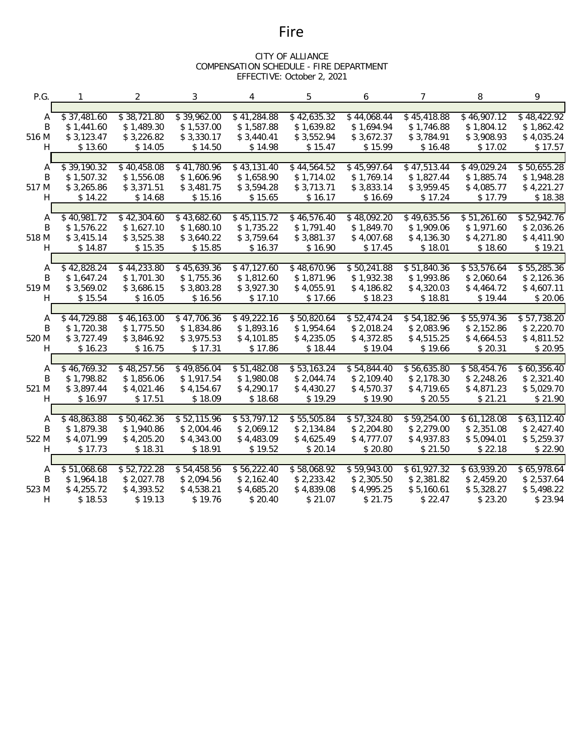# Fire

CITY OF ALLIANCE
COMPENSATION SCHEDULE - FIRE DEPARTMENT
EFFECTIVE: October 2, 2021

| P.G. | | 1 | 2 | 3 | 4 | 5 | 6 | 7 | 8 | 9 |
|---|---|---|---|---|---|---|---|---|---|---|
| | A | $ 37,481.60 | $ 38,721.80 | $ 39,962.00 | $ 41,284.88 | $ 42,635.32 | $ 44,068.44 | $ 45,418.88 | $ 46,907.12 | $ 48,422.92 |
| | B | $ 1,441.60 | $ 1,489.30 | $ 1,537.00 | $ 1,587.88 | $ 1,639.82 | $ 1,694.94 | $ 1,746.88 | $ 1,804.12 | $ 1,862.42 |
| 516 | M | $ 3,123.47 | $ 3,226.82 | $ 3,330.17 | $ 3,440.41 | $ 3,552.94 | $ 3,672.37 | $ 3,784.91 | $ 3,908.93 | $ 4,035.24 |
| | H | $ 13.60 | $ 14.05 | $ 14.50 | $ 14.98 | $ 15.47 | $ 15.99 | $ 16.48 | $ 17.02 | $ 17.57 |
| | A | $ 39,190.32 | $ 40,458.08 | $ 41,780.96 | $ 43,131.40 | $ 44,564.52 | $ 45,997.64 | $ 47,513.44 | $ 49,029.24 | $ 50,655.28 |
| | B | $ 1,507.32 | $ 1,556.08 | $ 1,606.96 | $ 1,658.90 | $ 1,714.02 | $ 1,769.14 | $ 1,827.44 | $ 1,885.74 | $ 1,948.28 |
| 517 | M | $ 3,265.86 | $ 3,371.51 | $ 3,481.75 | $ 3,594.28 | $ 3,713.71 | $ 3,833.14 | $ 3,959.45 | $ 4,085.77 | $ 4,221.27 |
| | H | $ 14.22 | $ 14.68 | $ 15.16 | $ 15.65 | $ 16.17 | $ 16.69 | $ 17.24 | $ 17.79 | $ 18.38 |
| | A | $ 40,981.72 | $ 42,304.60 | $ 43,682.60 | $ 45,115.72 | $ 46,576.40 | $ 48,092.20 | $ 49,635.56 | $ 51,261.60 | $ 52,942.76 |
| | B | $ 1,576.22 | $ 1,627.10 | $ 1,680.10 | $ 1,735.22 | $ 1,791.40 | $ 1,849.70 | $ 1,909.06 | $ 1,971.60 | $ 2,036.26 |
| 518 | M | $ 3,415.14 | $ 3,525.38 | $ 3,640.22 | $ 3,759.64 | $ 3,881.37 | $ 4,007.68 | $ 4,136.30 | $ 4,271.80 | $ 4,411.90 |
| | H | $ 14.87 | $ 15.35 | $ 15.85 | $ 16.37 | $ 16.90 | $ 17.45 | $ 18.01 | $ 18.60 | $ 19.21 |
| | A | $ 42,828.24 | $ 44,233.80 | $ 45,639.36 | $ 47,127.60 | $ 48,670.96 | $ 50,241.88 | $ 51,840.36 | $ 53,576.64 | $ 55,285.36 |
| | B | $ 1,647.24 | $ 1,701.30 | $ 1,755.36 | $ 1,812.60 | $ 1,871.96 | $ 1,932.38 | $ 1,993.86 | $ 2,060.64 | $ 2,126.36 |
| 519 | M | $ 3,569.02 | $ 3,686.15 | $ 3,803.28 | $ 3,927.30 | $ 4,055.91 | $ 4,186.82 | $ 4,320.03 | $ 4,464.72 | $ 4,607.11 |
| | H | $ 15.54 | $ 16.05 | $ 16.56 | $ 17.10 | $ 17.66 | $ 18.23 | $ 18.81 | $ 19.44 | $ 20.06 |
| | A | $ 44,729.88 | $ 46,163.00 | $ 47,706.36 | $ 49,222.16 | $ 50,820.64 | $ 52,474.24 | $ 54,182.96 | $ 55,974.36 | $ 57,738.20 |
| | B | $ 1,720.38 | $ 1,775.50 | $ 1,834.86 | $ 1,893.16 | $ 1,954.64 | $ 2,018.24 | $ 2,083.96 | $ 2,152.86 | $ 2,220.70 |
| 520 | M | $ 3,727.49 | $ 3,846.92 | $ 3,975.53 | $ 4,101.85 | $ 4,235.05 | $ 4,372.85 | $ 4,515.25 | $ 4,664.53 | $ 4,811.52 |
| | H | $ 16.23 | $ 16.75 | $ 17.31 | $ 17.86 | $ 18.44 | $ 19.04 | $ 19.66 | $ 20.31 | $ 20.95 |
| | A | $ 46,769.32 | $ 48,257.56 | $ 49,856.04 | $ 51,482.08 | $ 53,163.24 | $ 54,844.40 | $ 56,635.80 | $ 58,454.76 | $ 60,356.40 |
| | B | $ 1,798.82 | $ 1,856.06 | $ 1,917.54 | $ 1,980.08 | $ 2,044.74 | $ 2,109.40 | $ 2,178.30 | $ 2,248.26 | $ 2,321.40 |
| 521 | M | $ 3,897.44 | $ 4,021.46 | $ 4,154.67 | $ 4,290.17 | $ 4,430.27 | $ 4,570.37 | $ 4,719.65 | $ 4,871.23 | $ 5,029.70 |
| | H | $ 16.97 | $ 17.51 | $ 18.09 | $ 18.68 | $ 19.29 | $ 19.90 | $ 20.55 | $ 21.21 | $ 21.90 |
| | A | $ 48,863.88 | $ 50,462.36 | $ 52,115.96 | $ 53,797.12 | $ 55,505.84 | $ 57,324.80 | $ 59,254.00 | $ 61,128.08 | $ 63,112.40 |
| | B | $ 1,879.38 | $ 1,940.86 | $ 2,004.46 | $ 2,069.12 | $ 2,134.84 | $ 2,204.80 | $ 2,279.00 | $ 2,351.08 | $ 2,427.40 |
| 522 | M | $ 4,071.99 | $ 4,205.20 | $ 4,343.00 | $ 4,483.09 | $ 4,625.49 | $ 4,777.07 | $ 4,937.83 | $ 5,094.01 | $ 5,259.37 |
| | H | $ 17.73 | $ 18.31 | $ 18.91 | $ 19.52 | $ 20.14 | $ 20.80 | $ 21.50 | $ 22.18 | $ 22.90 |
| | A | $ 51,068.68 | $ 52,722.28 | $ 54,458.56 | $ 56,222.40 | $ 58,068.92 | $ 59,943.00 | $ 61,927.32 | $ 63,939.20 | $ 65,978.64 |
| | B | $ 1,964.18 | $ 2,027.78 | $ 2,094.56 | $ 2,162.40 | $ 2,233.42 | $ 2,305.50 | $ 2,381.82 | $ 2,459.20 | $ 2,537.64 |
| 523 | M | $ 4,255.72 | $ 4,393.52 | $ 4,538.21 | $ 4,685.20 | $ 4,839.08 | $ 4,995.25 | $ 5,160.61 | $ 5,328.27 | $ 5,498.22 |
| | H | $ 18.53 | $ 19.13 | $ 19.76 | $ 20.40 | $ 21.07 | $ 21.75 | $ 22.47 | $ 23.20 | $ 23.94 |